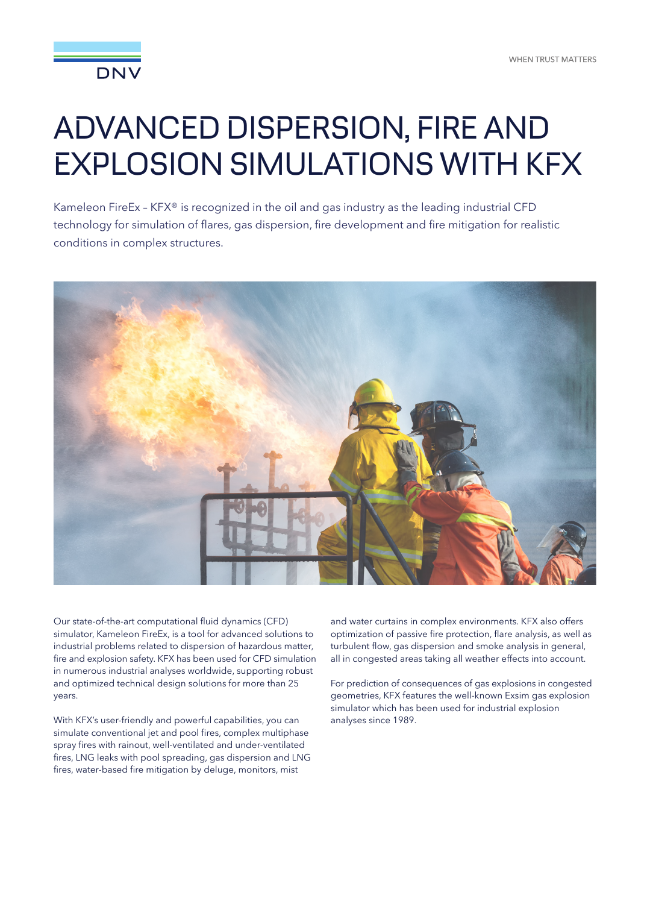DNV

WHEN TRUST MATTERS

# ADVANCED DISPERSION, FIRE AND EXPLOSION SIMULATIONS WITH KFX

Kameleon FireEx – KFX® is recognized in the oil and gas industry as the leading industrial CFD technology for simulation of flares, gas dispersion, fire development and fire mitigation for realistic conditions in complex structures.

Our state-of-the-art computational fluid dynamics (CFD) simulator, Kameleon FireEx, is a tool for advanced solutions to industrial problems related to dispersion of hazardous matter, fire and explosion safety. KFX has been used for CFD simulation in numerous industrial analyses worldwide, supporting robust and optimized technical design solutions for more than 25 years.

With KFX's user-friendly and powerful capabilities, you can simulate conventional jet and pool fires, complex multiphase spray fires with rainout, well-ventilated and under-ventilated fires, LNG leaks with pool spreading, gas dispersion and LNG fires, water-based fire mitigation by deluge, monitors, mist and water curtains in complex environments. KFX also offers optimization of passive fire protection, flare analysis, as well as turbulent flow, gas dispersion and smoke analysis in general, all in congested areas taking all weather effects into account.

For prediction of consequences of gas explosions in congested geometries, KFX features the well-known Exsim gas explosion simulator which has been used for industrial explosion analyses since 1989.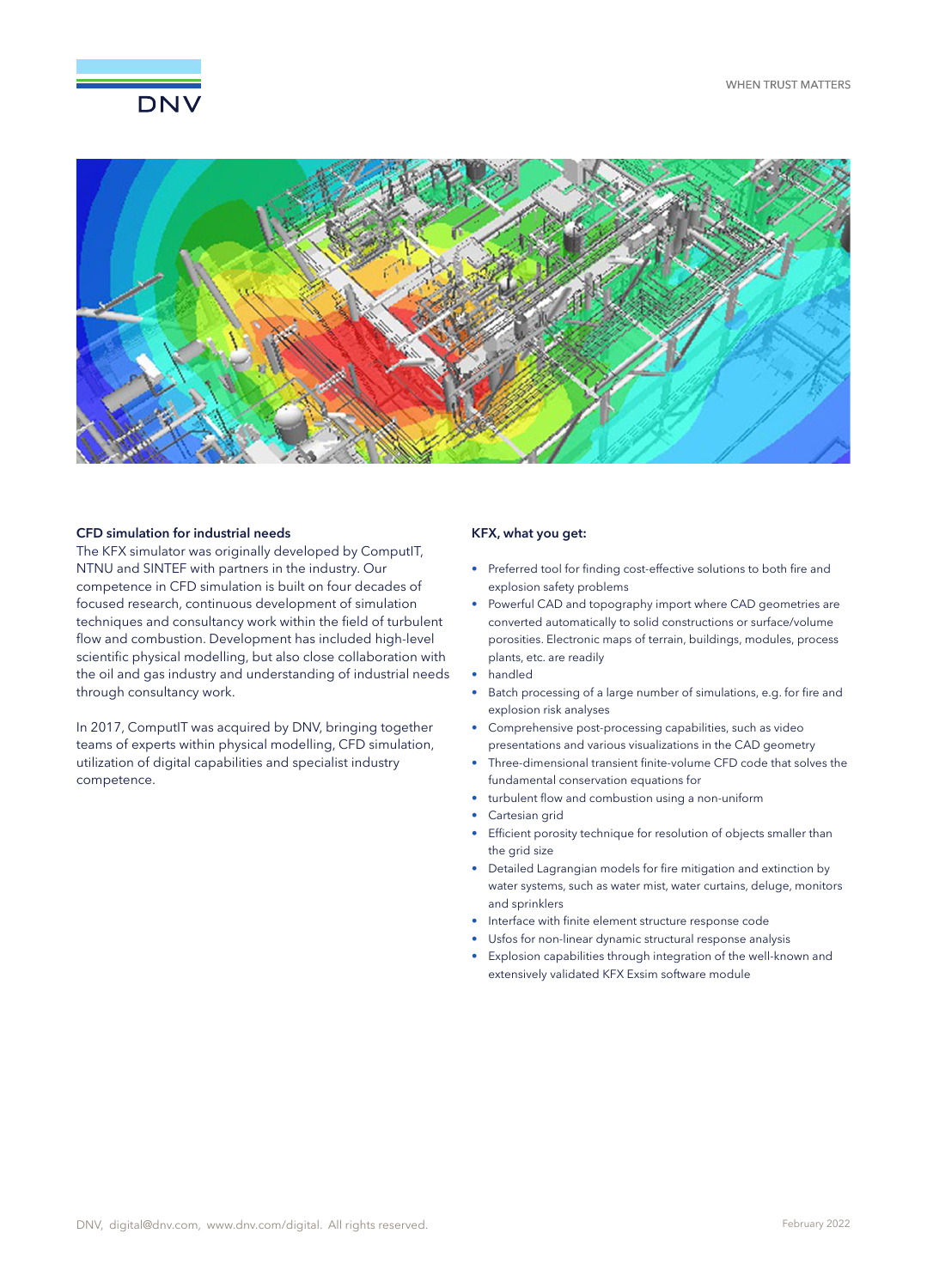### CFD simulation for industrial needs

The KFX simulator was originally developed by ComputIT, NTNU and SINTEF with partners in the industry. Our competence in CFD simulation is built on four decades of focused research, continuous development of simulation techniques and consultancy work within the field of turbulent flow and combustion. Development has included high-level scientific physical modelling, but also close collaboration with the oil and gas industry and understanding of industrial needs through consultancy work.

In 2017, ComputIT was acquired by DNV, bringing together teams of experts within physical modelling, CFD simulation, utilization of digital capabilities and specialist industry competence.

### KFX, what you get:

- Preferred tool for finding cost-effective solutions to both fire and explosion safety problems
- Powerful CAD and topography import where CAD geometries are converted automatically to solid constructions or surface/volume porosities. Electronic maps of terrain, buildings, modules, process plants, etc. are readily
- handled
- Batch processing of a large number of simulations, e.g. for fire and explosion risk analyses
- Comprehensive post-processing capabilities, such as video presentations and various visualizations in the CAD geometry
- Three-dimensional transient finite-volume CFD code that solves the fundamental conservation equations for
- turbulent flow and combustion using a non-uniform
- Cartesian grid
- Efficient porosity technique for resolution of objects smaller than the grid size
- Detailed Lagrangian models for fire mitigation and extinction by water systems, such as water mist, water curtains, deluge, monitors and sprinklers
- Interface with finite element structure response code
- Usfos for non-linear dynamic structural response analysis
- Explosion capabilities through integration of the well-known and extensively validated KFX Exsim software module